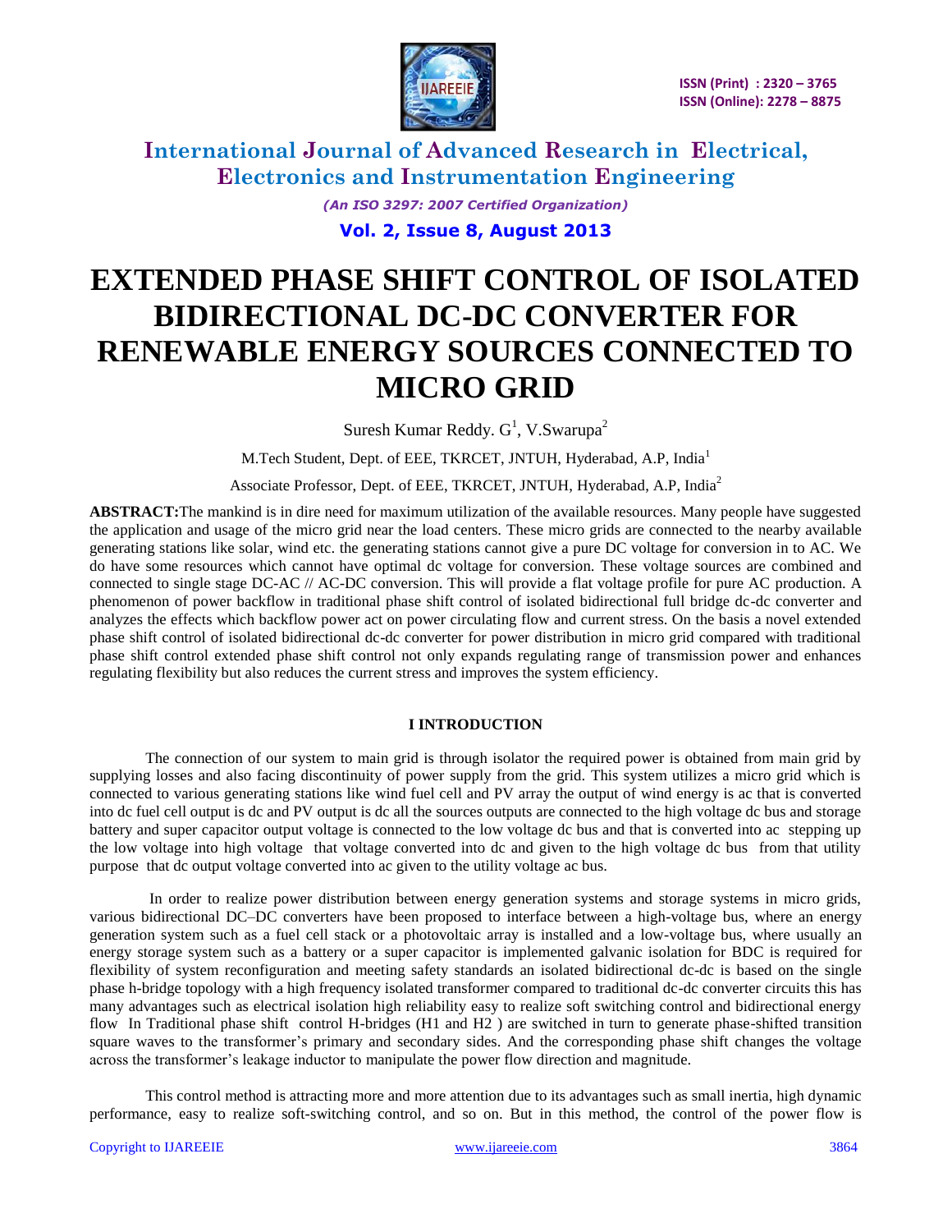# EXTENDED PHASE SHIFT CONTROL OF ISOLATED BIDIRECTIONAL DC-DC CONVERTER FOR RENEWABLE ENERGY SOURCES CONNECTED TO MICRO GRID

Suresh Kumar Reddy. G[1], V.Swarupa[2]

M.Tech Student, Dept. of EEE, TKRCET, JNTUH, Hyderabad, A.P, India[1]

Associate Professor, Dept. of EEE, TKRCET, JNTUH, Hyderabad, A.P, India[2]

**ABSTRACT:**The mankind is in dire need for maximum utilization of the available resources. Many people have suggested the application and usage of the micro grid near the load centers. These micro grids are connected to the nearby available generating stations like solar, wind etc. the generating stations cannot give a pure DC voltage for conversion in to AC. We do have some resources which cannot have optimal dc voltage for conversion. These voltage sources are combined and connected to single stage DC-AC // AC-DC conversion. This will provide a flat voltage profile for pure AC production. A phenomenon of power backflow in traditional phase shift control of isolated bidirectional full bridge dc-dc converter and analyzes the effects which backflow power act on power circulating flow and current stress. On the basis a novel extended phase shift control of isolated bidirectional dc-dc converter for power distribution in micro grid compared with traditional phase shift control extended phase shift control not only expands regulating range of transmission power and enhances regulating flexibility but also reduces the current stress and improves the system efficiency.

## I INTRODUCTION

The connection of our system to main grid is through isolator the required power is obtained from main grid by supplying losses and also facing discontinuity of power supply from the grid. This system utilizes a micro grid which is connected to various generating stations like wind fuel cell and PV array the output of wind energy is ac that is converted into dc fuel cell output is dc and PV output is dc all the sources outputs are connected to the high voltage dc bus and storage battery and super capacitor output voltage is connected to the low voltage dc bus and that is converted into ac stepping up the low voltage into high voltage that voltage converted into dc and given to the high voltage dc bus from that utility purpose that dc output voltage converted into ac given to the utility voltage ac bus.

In order to realize power distribution between energy generation systems and storage systems in micro grids, various bidirectional DC–DC converters have been proposed to interface between a high-voltage bus, where an energy generation system such as a fuel cell stack or a photovoltaic array is installed and a low-voltage bus, where usually an energy storage system such as a battery or a super capacitor is implemented galvanic isolation for BDC is required for flexibility of system reconfiguration and meeting safety standards an isolated bidirectional dc-dc is based on the single phase h-bridge topology with a high frequency isolated transformer compared to traditional dc-dc converter circuits this has many advantages such as electrical isolation high reliability easy to realize soft switching control and bidirectional energy flow In Traditional phase shift control H-bridges (H1 and H2 ) are switched in turn to generate phase-shifted transition square waves to the transformer's primary and secondary sides. And the corresponding phase shift changes the voltage across the transformer's leakage inductor to manipulate the power flow direction and magnitude.

This control method is attracting more and more attention due to its advantages such as small inertia, high dynamic performance, easy to realize soft-switching control, and so on. But in this method, the control of the power flow is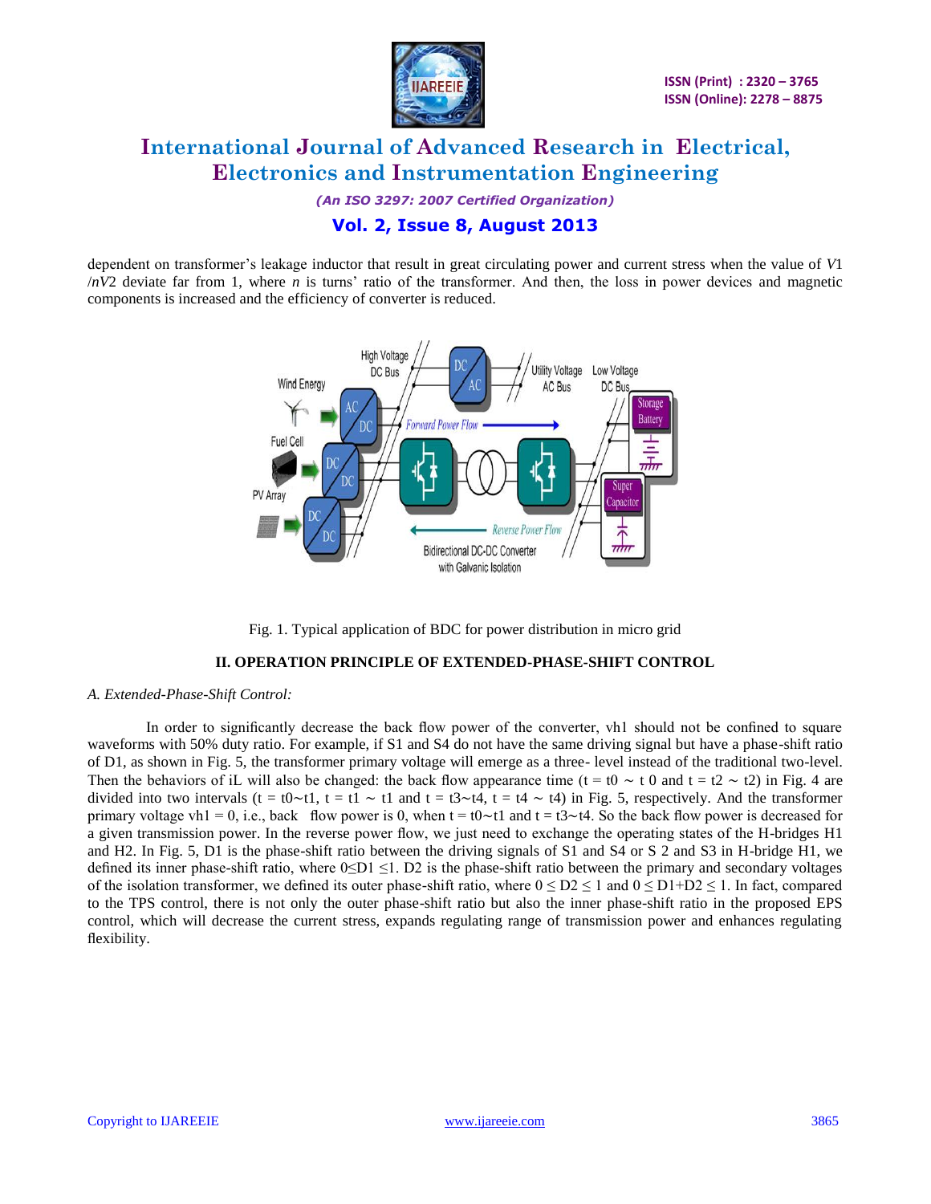dependent on transformer's leakage inductor that result in great circulating power and current stress when the value of $V1/nV2$ deviate far from 1, where $n$ is turns' ratio of the transformer. And then, the loss in power devices and magnetic components is increased and the efficiency of converter is reduced.

Fig. 1. Typical application of BDC for power distribution in micro grid

## II. OPERATION PRINCIPLE OF EXTENDED-PHASE-SHIFT CONTROL

### *A. Extended-Phase-Shift Control:*

In order to significantly decrease the back flow power of the converter, vh1 should not be confined to square waveforms with 50% duty ratio. For example, if S1 and S4 do not have the same driving signal but have a phase-shift ratio of D1, as shown in Fig. 5, the transformer primary voltage will emerge as a three- level instead of the traditional two-level. Then the behaviors of iL will also be changed: the back flow appearance time ($t = t0 \sim t\ 0$ and $t = t2 \sim t2$) in Fig. 4 are divided into two intervals ($t = t0{\sim}t1$, $t = t1 \sim t1$ and $t = t3{\sim}t4$, $t = t4 \sim t4$) in Fig. 5, respectively. And the transformer primary voltage vh1 = 0, i.e., back flow power is 0, when $t = t0{\sim}t1$ and $t = t3{\sim}t4$. So the back flow power is decreased for a given transmission power. In the reverse power flow, we just need to exchange the operating states of the H-bridges H1 and H2. In Fig. 5, D1 is the phase-shift ratio between the driving signals of S1 and S4 or S 2 and S3 in H-bridge H1, we defined its inner phase-shift ratio, where $0 \leq D1 \leq 1$. D2 is the phase-shift ratio between the primary and secondary voltages of the isolation transformer, we defined its outer phase-shift ratio, where $0 \leq D2 \leq 1$ and $0 \leq D1{+}D2 \leq 1$. In fact, compared to the TPS control, there is not only the outer phase-shift ratio but also the inner phase-shift ratio in the proposed EPS control, which will decrease the current stress, expands regulating range of transmission power and enhances regulating flexibility.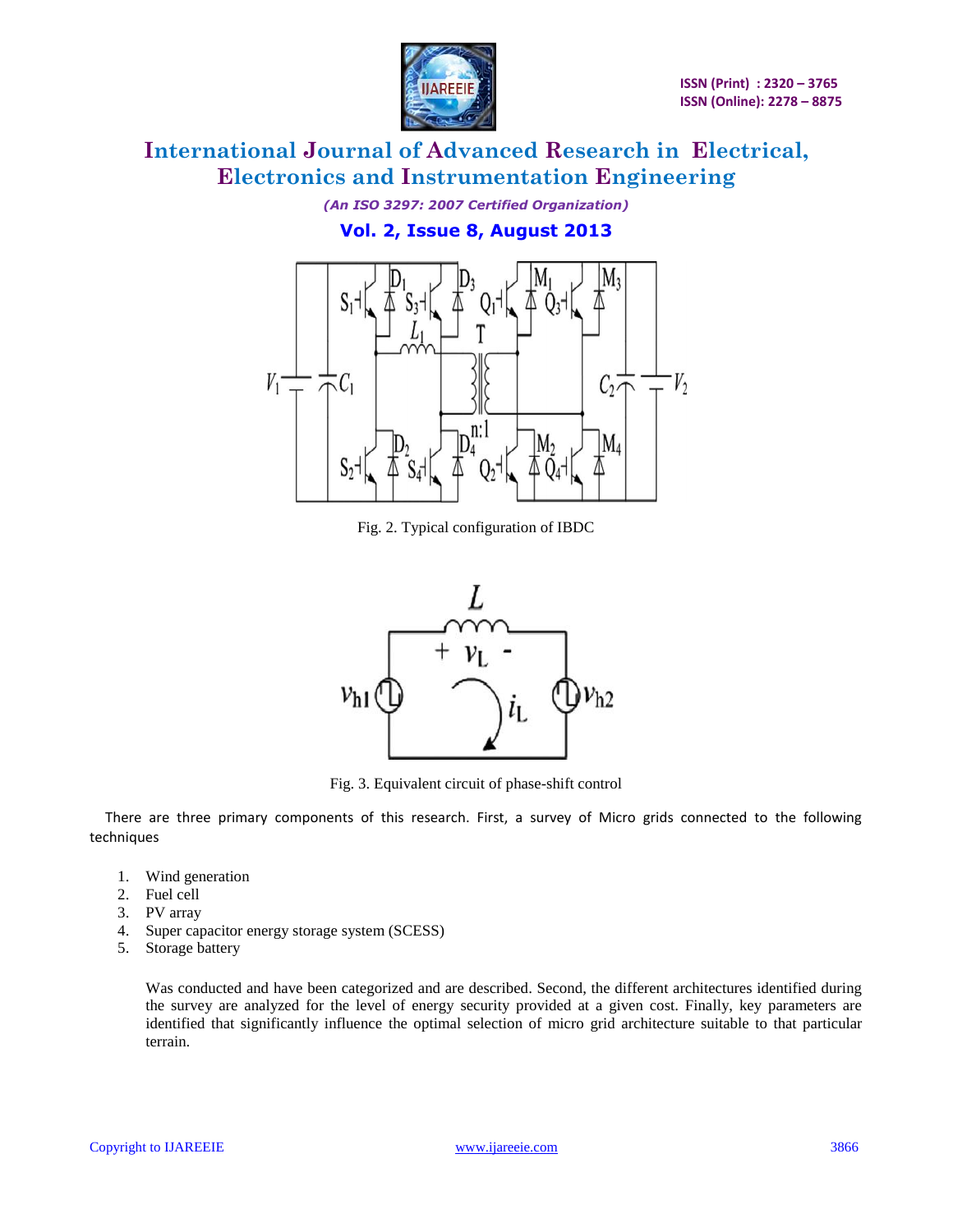Fig. 2. Typical configuration of IBDC

Fig. 3. Equivalent circuit of phase-shift control

There are three primary components of this research. First, a survey of Micro grids connected to the following techniques

1. Wind generation
2. Fuel cell
3. PV array
4. Super capacitor energy storage system (SCESS)
5. Storage battery

Was conducted and have been categorized and are described. Second, the different architectures identified during the survey are analyzed for the level of energy security provided at a given cost. Finally, key parameters are identified that significantly influence the optimal selection of micro grid architecture suitable to that particular terrain.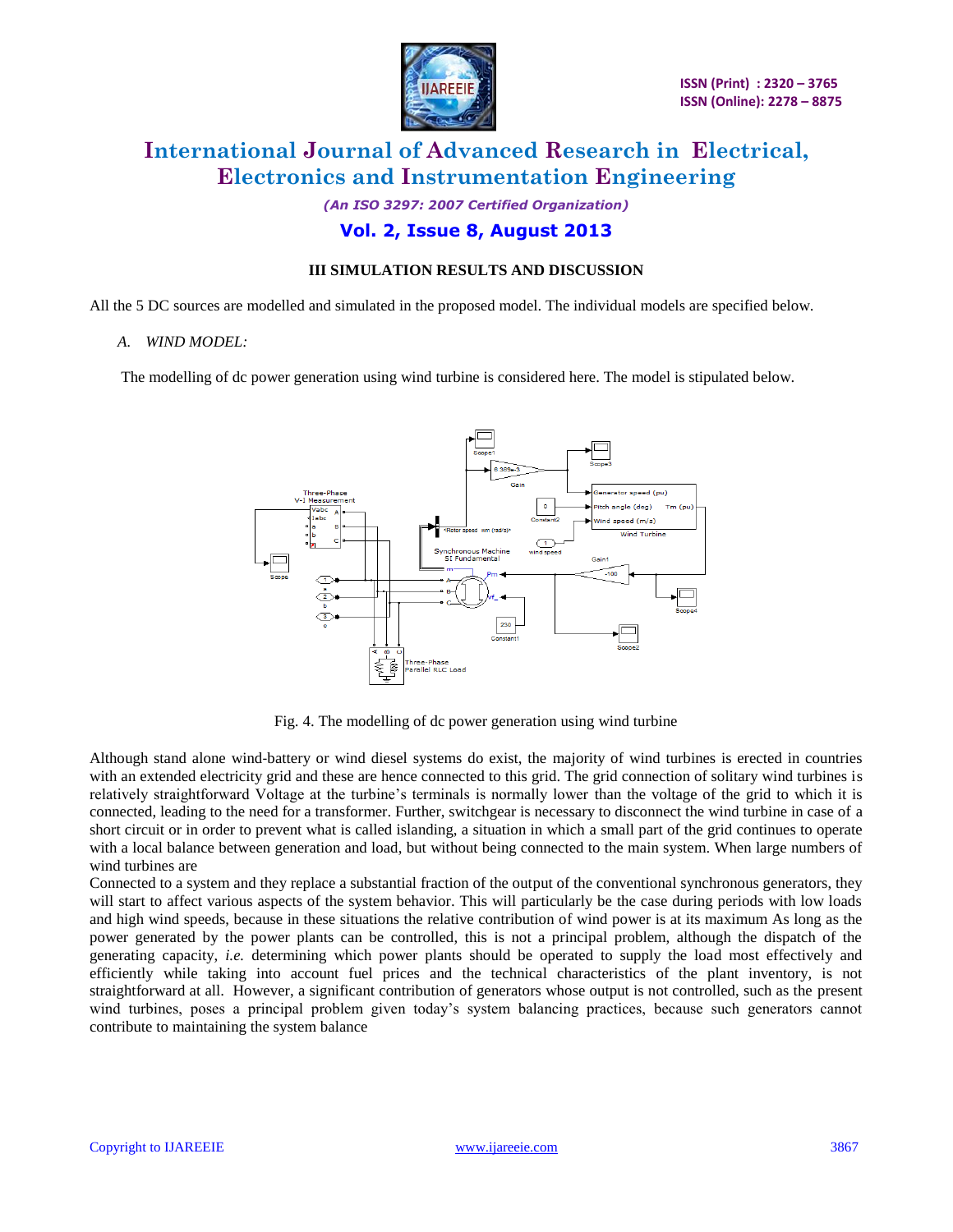### III SIMULATION RESULTS AND DISCUSSION

All the 5 DC sources are modelled and simulated in the proposed model. The individual models are specified below.

*A. WIND MODEL:*

The modelling of dc power generation using wind turbine is considered here. The model is stipulated below.

Fig. 4. The modelling of dc power generation using wind turbine

Although stand alone wind-battery or wind diesel systems do exist, the majority of wind turbines is erected in countries with an extended electricity grid and these are hence connected to this grid. The grid connection of solitary wind turbines is relatively straightforward Voltage at the turbine's terminals is normally lower than the voltage of the grid to which it is connected, leading to the need for a transformer. Further, switchgear is necessary to disconnect the wind turbine in case of a short circuit or in order to prevent what is called islanding, a situation in which a small part of the grid continues to operate with a local balance between generation and load, but without being connected to the main system. When large numbers of wind turbines are

Connected to a system and they replace a substantial fraction of the output of the conventional synchronous generators, they will start to affect various aspects of the system behavior. This will particularly be the case during periods with low loads and high wind speeds, because in these situations the relative contribution of wind power is at its maximum As long as the power generated by the power plants can be controlled, this is not a principal problem, although the dispatch of the generating capacity, *i.e.* determining which power plants should be operated to supply the load most effectively and efficiently while taking into account fuel prices and the technical characteristics of the plant inventory, is not straightforward at all. However, a significant contribution of generators whose output is not controlled, such as the present wind turbines, poses a principal problem given today's system balancing practices, because such generators cannot contribute to maintaining the system balance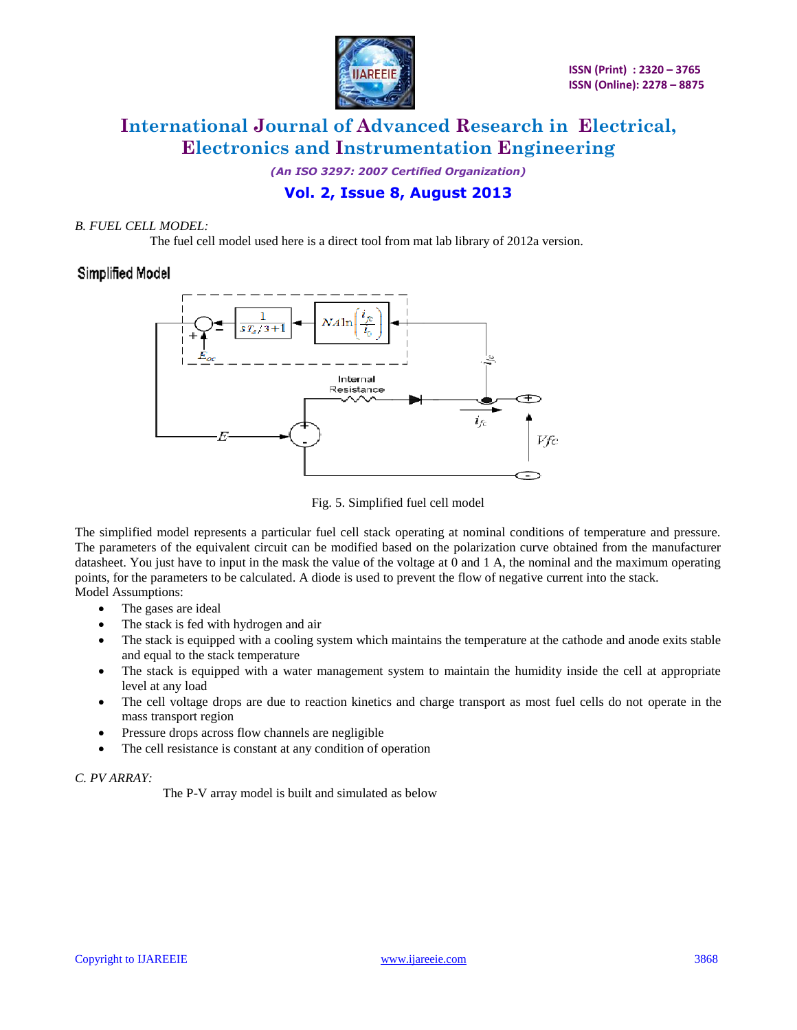*B. FUEL CELL MODEL:*

The fuel cell model used here is a direct tool from mat lab library of 2012a version.

**Simplified Model**

Fig. 5. Simplified fuel cell model

The simplified model represents a particular fuel cell stack operating at nominal conditions of temperature and pressure. The parameters of the equivalent circuit can be modified based on the polarization curve obtained from the manufacturer datasheet. You just have to input in the mask the value of the voltage at 0 and 1 A, the nominal and the maximum operating points, for the parameters to be calculated. A diode is used to prevent the flow of negative current into the stack.

Model Assumptions:

- The gases are ideal
- The stack is fed with hydrogen and air
- The stack is equipped with a cooling system which maintains the temperature at the cathode and anode exits stable and equal to the stack temperature
- The stack is equipped with a water management system to maintain the humidity inside the cell at appropriate level at any load
- The cell voltage drops are due to reaction kinetics and charge transport as most fuel cells do not operate in the mass transport region
- Pressure drops across flow channels are negligible
- The cell resistance is constant at any condition of operation

*C. PV ARRAY:*

The P-V array model is built and simulated as below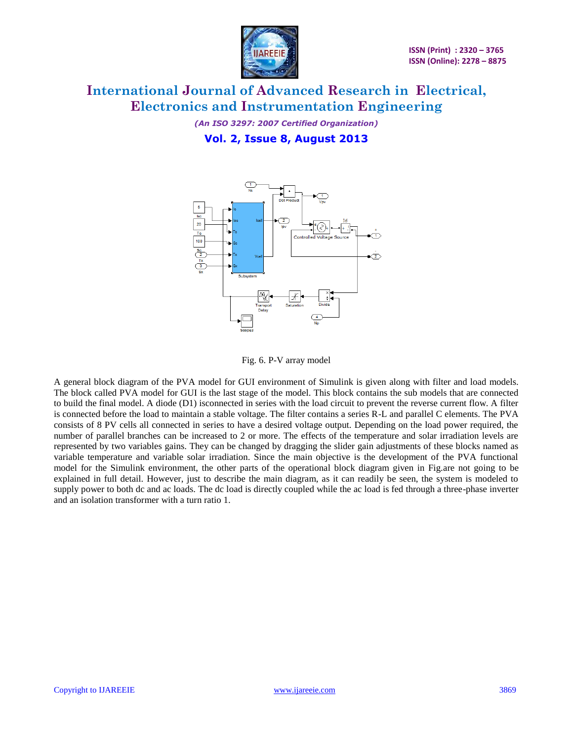Fig. 6. P-V array model

A general block diagram of the PVA model for GUI environment of Simulink is given along with filter and load models. The block called PVA model for GUI is the last stage of the model. This block contains the sub models that are connected to build the final model. A diode (D1) isconnected in series with the load circuit to prevent the reverse current flow. A filter is connected before the load to maintain a stable voltage. The filter contains a series R-L and parallel C elements. The PVA consists of 8 PV cells all connected in series to have a desired voltage output. Depending on the load power required, the number of parallel branches can be increased to 2 or more. The effects of the temperature and solar irradiation levels are represented by two variables gains. They can be changed by dragging the slider gain adjustments of these blocks named as variable temperature and variable solar irradiation. Since the main objective is the development of the PVA functional model for the Simulink environment, the other parts of the operational block diagram given in Fig.are not going to be explained in full detail. However, just to describe the main diagram, as it can readily be seen, the system is modeled to supply power to both dc and ac loads. The dc load is directly coupled while the ac load is fed through a three-phase inverter and an isolation transformer with a turn ratio 1.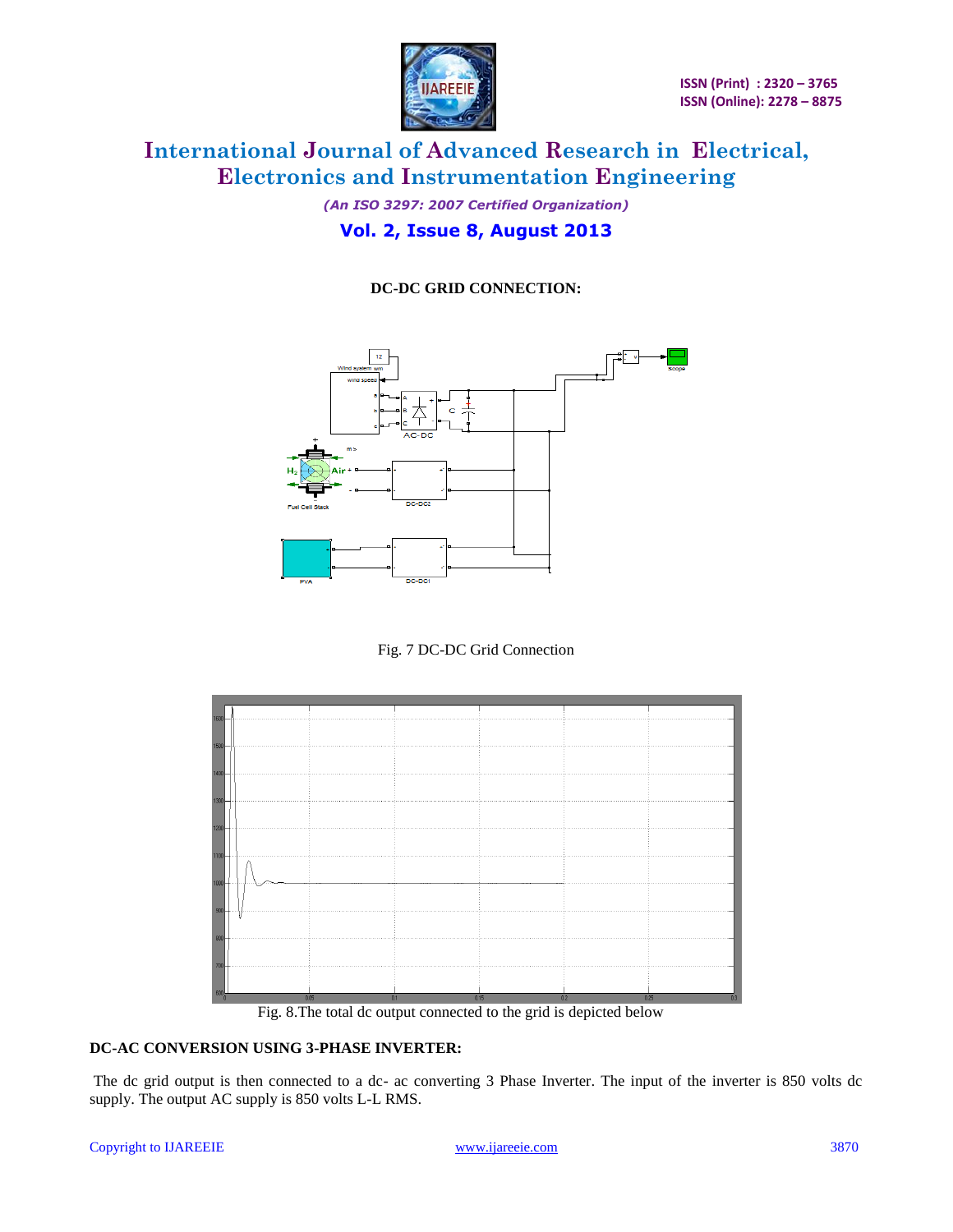**DC-DC GRID CONNECTION:**

Fig. 7 DC-DC Grid Connection

Fig. 8.The total dc output connected to the grid is depicted below

**DC-AC CONVERSION USING 3-PHASE INVERTER:**

The dc grid output is then connected to a dc- ac converting 3 Phase Inverter. The input of the inverter is 850 volts dc supply. The output AC supply is 850 volts L-L RMS.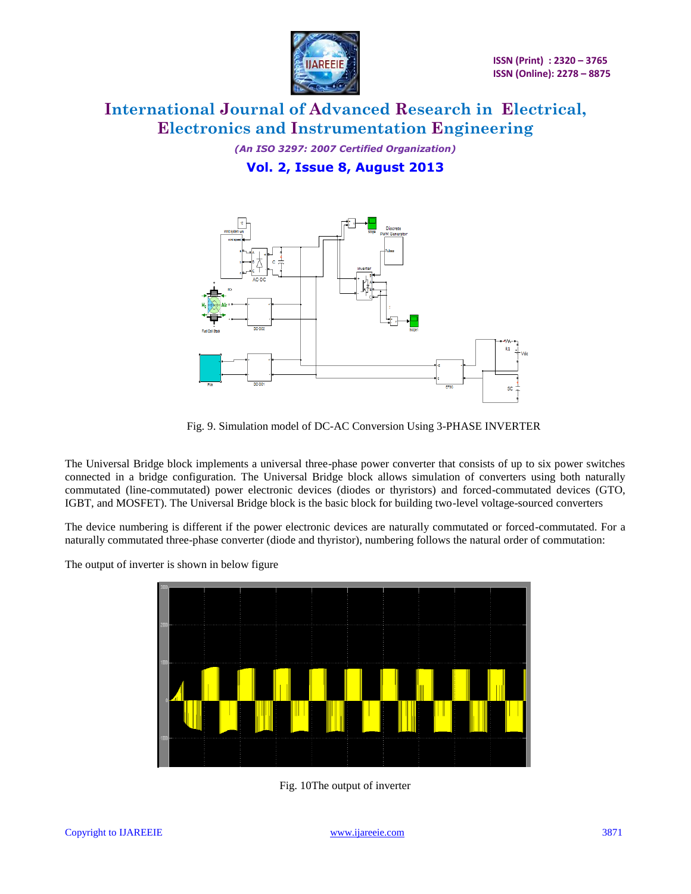Fig. 9. Simulation model of DC-AC Conversion Using 3-PHASE INVERTER

The Universal Bridge block implements a universal three-phase power converter that consists of up to six power switches connected in a bridge configuration. The Universal Bridge block allows simulation of converters using both naturally commutated (line-commutated) power electronic devices (diodes or thyristors) and forced-commutated devices (GTO, IGBT, and MOSFET). The Universal Bridge block is the basic block for building two-level voltage-sourced converters

The device numbering is different if the power electronic devices are naturally commutated or forced-commutated. For a naturally commutated three-phase converter (diode and thyristor), numbering follows the natural order of commutation:

The output of inverter is shown in below figure

Fig. 10The output of inverter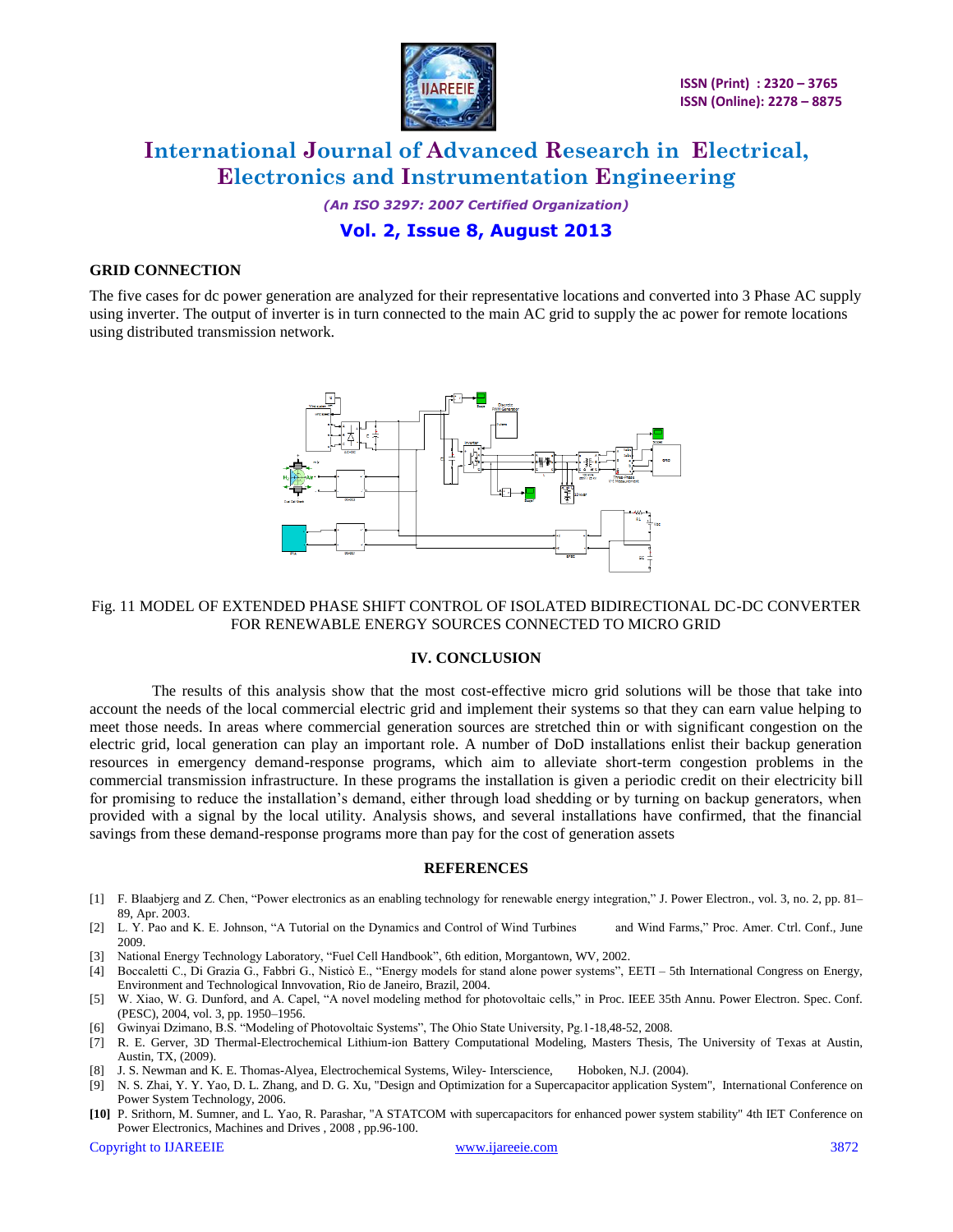**GRID CONNECTION**

The five cases for dc power generation are analyzed for their representative locations and converted into 3 Phase AC supply using inverter. The output of inverter is in turn connected to the main AC grid to supply the ac power for remote locations using distributed transmission network.

Fig. 11 MODEL OF EXTENDED PHASE SHIFT CONTROL OF ISOLATED BIDIRECTIONAL DC-DC CONVERTER FOR RENEWABLE ENERGY SOURCES CONNECTED TO MICRO GRID

## IV. CONCLUSION

The results of this analysis show that the most cost-effective micro grid solutions will be those that take into account the needs of the local commercial electric grid and implement their systems so that they can earn value helping to meet those needs. In areas where commercial generation sources are stretched thin or with significant congestion on the electric grid, local generation can play an important role. A number of DoD installations enlist their backup generation resources in emergency demand-response programs, which aim to alleviate short-term congestion problems in the commercial transmission infrastructure. In these programs the installation is given a periodic credit on their electricity bill for promising to reduce the installation's demand, either through load shedding or by turning on backup generators, when provided with a signal by the local utility. Analysis shows, and several installations have confirmed, that the financial savings from these demand-response programs more than pay for the cost of generation assets

## REFERENCES

[1] F. Blaabjerg and Z. Chen, "Power electronics as an enabling technology for renewable energy integration," J. Power Electron., vol. 3, no. 2, pp. 81–89, Apr. 2003.

[2] L. Y. Pao and K. E. Johnson, "A Tutorial on the Dynamics and Control of Wind Turbines and Wind Farms," Proc. Amer. Ctrl. Conf., June 2009.

[3] National Energy Technology Laboratory, "Fuel Cell Handbook", 6th edition, Morgantown, WV, 2002.

[4] Boccaletti C., Di Grazia G., Fabbri G., Nisticò E., "Energy models for stand alone power systems", EETI – 5th International Congress on Energy, Environment and Technological Innvovation, Rio de Janeiro, Brazil, 2004.

[5] W. Xiao, W. G. Dunford, and A. Capel, "A novel modeling method for photovoltaic cells," in Proc. IEEE 35th Annu. Power Electron. Spec. Conf. (PESC), 2004, vol. 3, pp. 1950–1956.

[6] Gwinyai Dzimano, B.S. "Modeling of Photovoltaic Systems", The Ohio State University, Pg.1-18,48-52, 2008.

[7] R. E. Gerver, 3D Thermal-Electrochemical Lithium-ion Battery Computational Modeling, Masters Thesis, The University of Texas at Austin, Austin, TX, (2009).

[8] J. S. Newman and K. E. Thomas-Alyea, Electrochemical Systems, Wiley- Interscience, Hoboken, N.J. (2004).

[9] N. S. Zhai, Y. Y. Yao, D. L. Zhang, and D. G. Xu, "Design and Optimization for a Supercapacitor application System", International Conference on Power System Technology, 2006.

**[10]** P. Srithorn, M. Sumner, and L. Yao, R. Parashar, "A STATCOM with supercapacitors for enhanced power system stability" 4th IET Conference on Power Electronics, Machines and Drives , 2008 , pp.96-100.